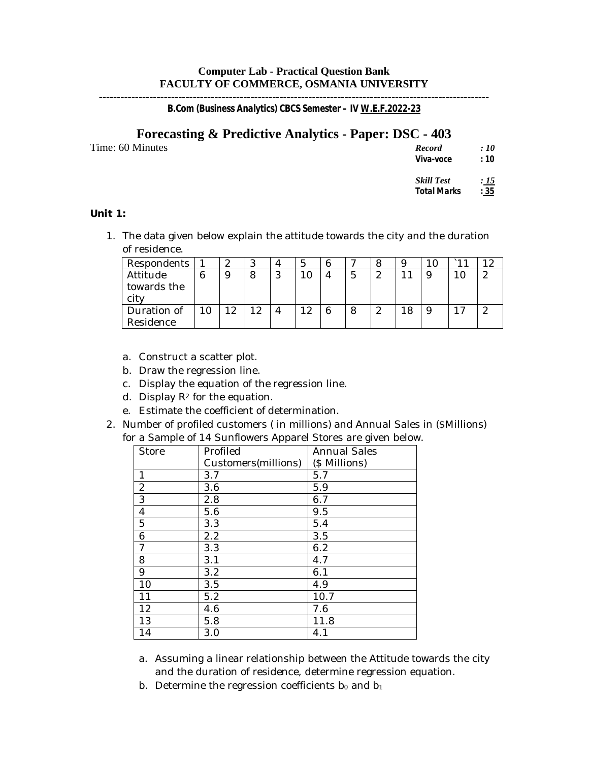**Computer Lab - Practical Question Bank**
**FACULTY OF COMMERCE, OSMANIA UNIVERSITY**

---

**B.Com (Business Analytics) CBCS Semester – IV W.E.F.2022-23**

# Forecasting & Predictive Analytics - Paper: DSC - 403

Time: 60 Minutes

| | |
|---|---|
| *Record* | *: 10* |
| **Viva-voce** | **: 10** |
| *Skill Test* | *: 15* |
| **Total Marks** | **: 35** |

**Unit 1:**

1. The data given below explain the attitude towards the city and the duration of residence.

| Respondents | 1 | 2 | 3 | 4 | 5 | 6 | 7 | 8 | 9 | 10 | `11 | 12 |
|---|---|---|---|---|---|---|---|---|---|---|---|---|
| Attitude towards the city | 6 | 9 | 8 | 3 | 10 | 4 | 5 | 2 | 11 | 9 | 10 | 2 |
| Duration of Residence | 10 | 12 | 12 | 4 | 12 | 6 | 8 | 2 | 18 | 9 | 17 | 2 |

   a. Construct a scatter plot.
   b. Draw the regression line.
   c. Display the equation of the regression line.
   d. Display $R^2$ for the equation.
   e. Estimate the coefficient of determination.

2. Number of profiled customers ( in millions) and Annual Sales in ($Millions) for a Sample of 14 Sunflowers Apparel Stores are given below.

| Store | Profiled Customers(millions) | Annual Sales ($ Millions) |
|---|---|---|
| 1 | 3.7 | 5.7 |
| 2 | 3.6 | 5.9 |
| 3 | 2.8 | 6.7 |
| 4 | 5.6 | 9.5 |
| 5 | 3.3 | 5.4 |
| 6 | 2.2 | 3.5 |
| 7 | 3.3 | 6.2 |
| 8 | 3.1 | 4.7 |
| 9 | 3.2 | 6.1 |
| 10 | 3.5 | 4.9 |
| 11 | 5.2 | 10.7 |
| 12 | 4.6 | 7.6 |
| 13 | 5.8 | 11.8 |
| 14 | 3.0 | 4.1 |

   a. Assuming a linear relationship between the Attitude towards the city and the duration of residence, determine regression equation.
   b. Determine the regression coefficients $b_0$ and $b_1$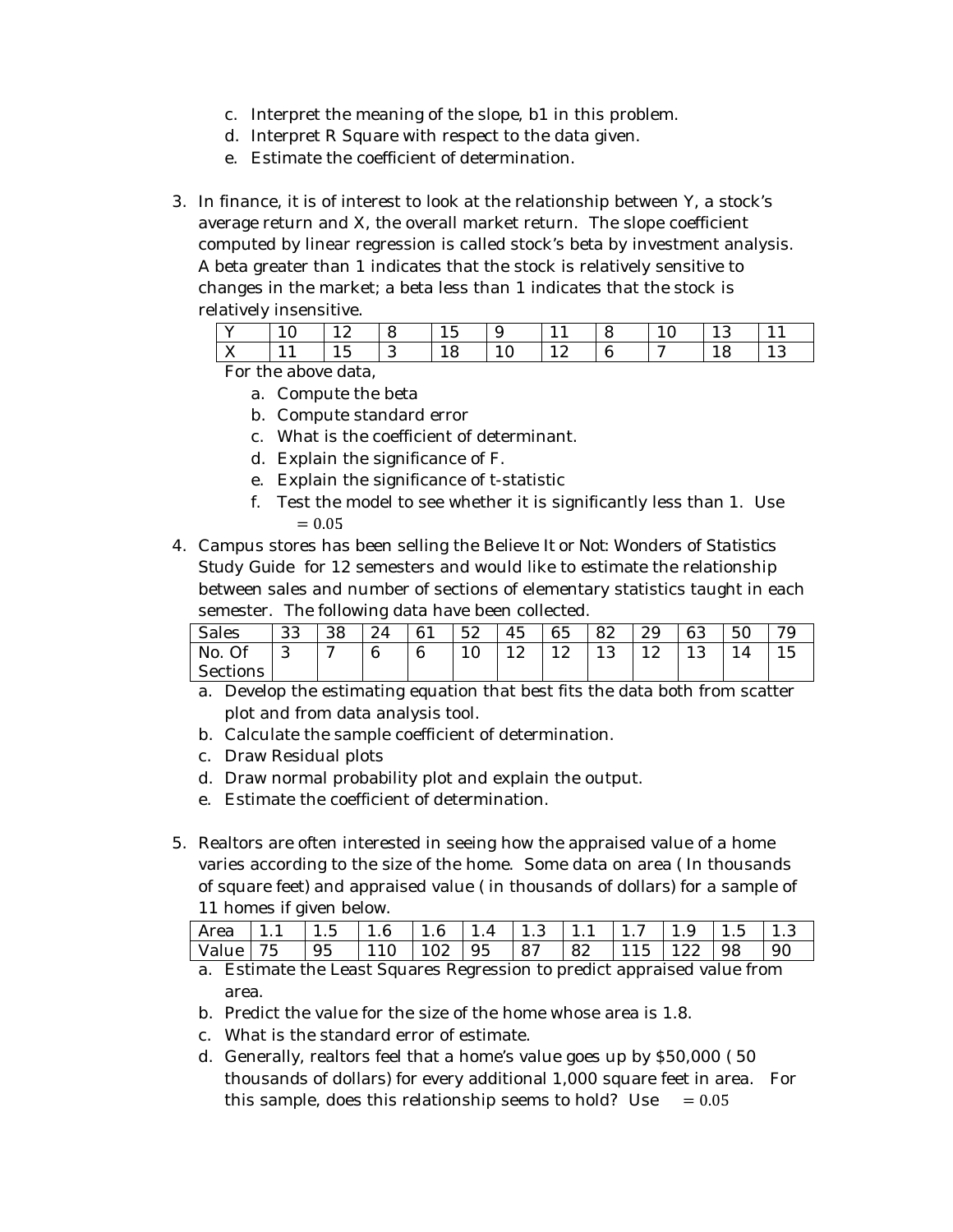c. Interpret the meaning of the slope, b1 in this problem.
d. Interpret R Square with respect to the data given.
e. Estimate the coefficient of determination.

3. In finance, it is of interest to look at the relationship between Y, a stock's average return and X, the overall market return. The slope coefficient computed by linear regression is called stock's beta by investment analysis. A beta greater than 1 indicates that the stock is relatively sensitive to changes in the market; a beta less than 1 indicates that the stock is relatively insensitive.

| Y | 10 | 12 | 8 | 15 | 9 | 11 | 8 | 10 | 13 | 11 |
|---|---|---|---|---|---|---|---|---|---|---|
| X | 11 | 15 | 3 | 18 | 10 | 12 | 6 | 7 | 18 | 13 |

For the above data,

a. Compute the beta
b. Compute standard error
c. What is the coefficient of determinant.
d. Explain the significance of F.
e. Explain the significance of t-statistic
f. Test the model to see whether it is significantly less than 1. Use $= 0.05$

4. Campus stores has been selling the Believe It or Not: Wonders of Statistics Study Guide for 12 semesters and would like to estimate the relationship between sales and number of sections of elementary statistics taught in each semester. The following data have been collected.

| Sales | 33 | 38 | 24 | 61 | 52 | 45 | 65 | 82 | 29 | 63 | 50 | 79 |
|---|---|---|---|---|---|---|---|---|---|---|---|---|
| No. Of Sections | 3 | 7 | 6 | 6 | 10 | 12 | 12 | 13 | 12 | 13 | 14 | 15 |

a. Develop the estimating equation that best fits the data both from scatter plot and from data analysis tool.
b. Calculate the sample coefficient of determination.
c. Draw Residual plots
d. Draw normal probability plot and explain the output.
e. Estimate the coefficient of determination.

5. Realtors are often interested in seeing how the appraised value of a home varies according to the size of the home. Some data on area ( In thousands of square feet) and appraised value ( in thousands of dollars) for a sample of 11 homes if given below.

| Area | 1.1 | 1.5 | 1.6 | 1.6 | 1.4 | 1.3 | 1.1 | 1.7 | 1.9 | 1.5 | 1.3 |
|---|---|---|---|---|---|---|---|---|---|---|---|
| Value | 75 | 95 | 110 | 102 | 95 | 87 | 82 | 115 | 122 | 98 | 90 |

a. Estimate the Least Squares Regression to predict appraised value from area.
b. Predict the value for the size of the home whose area is 1.8.
c. What is the standard error of estimate.
d. Generally, realtors feel that a home's value goes up by $50,000 ( 50 thousands of dollars) for every additional 1,000 square feet in area. For this sample, does this relationship seems to hold? Use $= 0.05$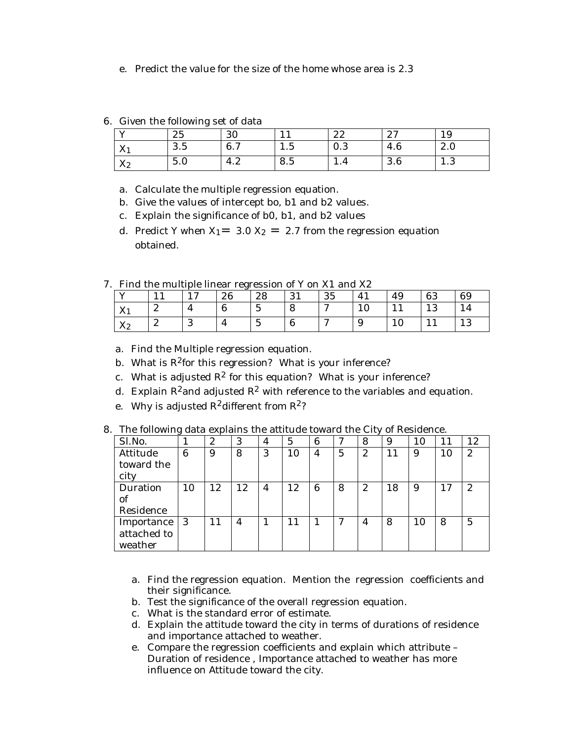e. Predict the value for the size of the home whose area is 2.3

6. Given the following set of data

| Y | 25 | 30 | 11 | 22 | 27 | 19 |
|---|---|---|---|---|---|---|
| $X_1$ | 3.5 | 6.7 | 1.5 | 0.3 | 4.6 | 2.0 |
| $X_2$ | 5.0 | 4.2 | 8.5 | 1.4 | 3.6 | 1.3 |

   a. Calculate the multiple regression equation.
   b. Give the values of intercept bo, b1 and b2 values.
   c. Explain the significance of b0, b1, and b2 values
   d. Predict Y when $X_1 = 3.0$ $X_2 = 2.7$ from the regression equation obtained.

7. Find the multiple linear regression of Y on X1 and X2

| Y | 11 | 17 | 26 | 28 | 31 | 35 | 41 | 49 | 63 | 69 |
|---|---|---|---|---|---|---|---|---|---|---|
| $X_1$ | 2 | 4 | 6 | 5 | 8 | 7 | 10 | 11 | 13 | 14 |
| $X_2$ | 2 | 3 | 4 | 5 | 6 | 7 | 9 | 10 | 11 | 13 |

   a. Find the Multiple regression equation.
   b. What is $R^2$for this regression? What is your inference?
   c. What is adjusted $R^2$ for this equation? What is your inference?
   d. Explain $R^2$and adjusted $R^2$ with reference to the variables and equation.
   e. Why is adjusted $R^2$different from $R^2$?

8. The following data explains the attitude toward the City of Residence.

| Sl.No. | 1 | 2 | 3 | 4 | 5 | 6 | 7 | 8 | 9 | 10 | 11 | 12 |
|---|---|---|---|---|---|---|---|---|---|---|---|---|
| Attitude toward the city | 6 | 9 | 8 | 3 | 10 | 4 | 5 | 2 | 11 | 9 | 10 | 2 |
| Duration of Residence | 10 | 12 | 12 | 4 | 12 | 6 | 8 | 2 | 18 | 9 | 17 | 2 |
| Importance attached to weather | 3 | 11 | 4 | 1 | 11 | 1 | 7 | 4 | 8 | 10 | 8 | 5 |

   a. Find the regression equation. Mention the regression coefficients and their significance.
   b. Test the significance of the overall regression equation.
   c. What is the standard error of estimate.
   d. Explain the attitude toward the city in terms of durations of residence and importance attached to weather.
   e. Compare the regression coefficients and explain which attribute – Duration of residence , Importance attached to weather has more influence on Attitude toward the city.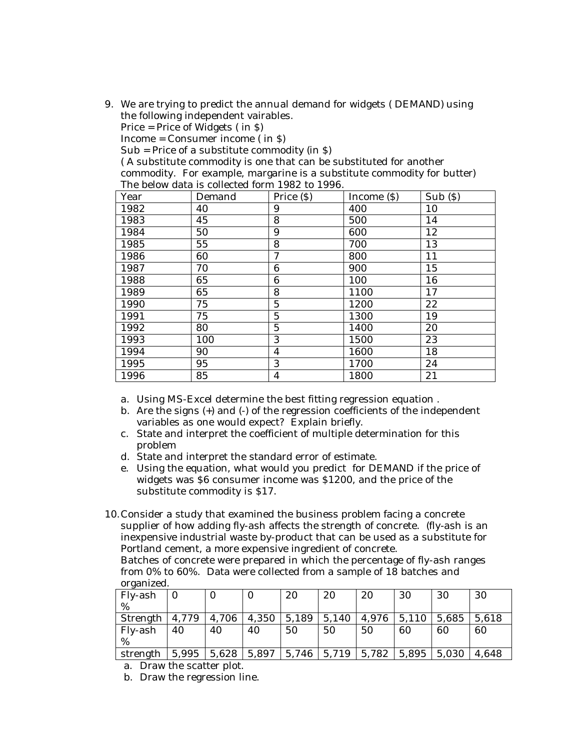9. We are trying to predict the annual demand for widgets ( DEMAND) using the following independent vairables.
   Price = Price of Widgets ( in $)
   Income = Consumer income ( in $)
   Sub = Price of a substitute commodity (in $)
   ( A substitute commodity is one that can be substituted for another commodity. For example, margarine is a substitute commodity for butter)
   The below data is collected form 1982 to 1996.

| Year | Demand | Price ($) | Income ($) | Sub ($) |
|---|---|---|---|---|
| 1982 | 40 | 9 | 400 | 10 |
| 1983 | 45 | 8 | 500 | 14 |
| 1984 | 50 | 9 | 600 | 12 |
| 1985 | 55 | 8 | 700 | 13 |
| 1986 | 60 | 7 | 800 | 11 |
| 1987 | 70 | 6 | 900 | 15 |
| 1988 | 65 | 6 | 100 | 16 |
| 1989 | 65 | 8 | 1100 | 17 |
| 1990 | 75 | 5 | 1200 | 22 |
| 1991 | 75 | 5 | 1300 | 19 |
| 1992 | 80 | 5 | 1400 | 20 |
| 1993 | 100 | 3 | 1500 | 23 |
| 1994 | 90 | 4 | 1600 | 18 |
| 1995 | 95 | 3 | 1700 | 24 |
| 1996 | 85 | 4 | 1800 | 21 |

   a. Using MS-Excel determine the best fitting regression equation .
   b. Are the signs (+) and (-) of the regression coefficients of the independent variables as one would expect? Explain briefly.
   c. State and interpret the coefficient of multiple determination for this problem
   d. State and interpret the standard error of estimate.
   e. Using the equation, what would you predict for DEMAND if the price of widgets was $6 consumer income was $1200, and the price of the substitute commodity is $17.

10. Consider a study that examined the business problem facing a concrete supplier of how adding fly-ash affects the strength of concrete. (fly-ash is an inexpensive industrial waste by-product that can be used as a substitute for Portland cement, a more expensive ingredient of concrete.
    Batches of concrete were prepared in which the percentage of fly-ash ranges from 0% to 60%. Data were collected from a sample of 18 batches and organized.

| Fly-ash % | 0 | 0 | 0 | 20 | 20 | 20 | 30 | 30 | 30 |
|---|---|---|---|---|---|---|---|---|---|
| Strength | 4,779 | 4,706 | 4,350 | 5,189 | 5,140 | 4,976 | 5,110 | 5,685 | 5,618 |
| Fly-ash % | 40 | 40 | 40 | 50 | 50 | 50 | 60 | 60 | 60 |
| strength | 5,995 | 5,628 | 5,897 | 5,746 | 5,719 | 5,782 | 5,895 | 5,030 | 4,648 |

   a. Draw the scatter plot.
   b. Draw the regression line.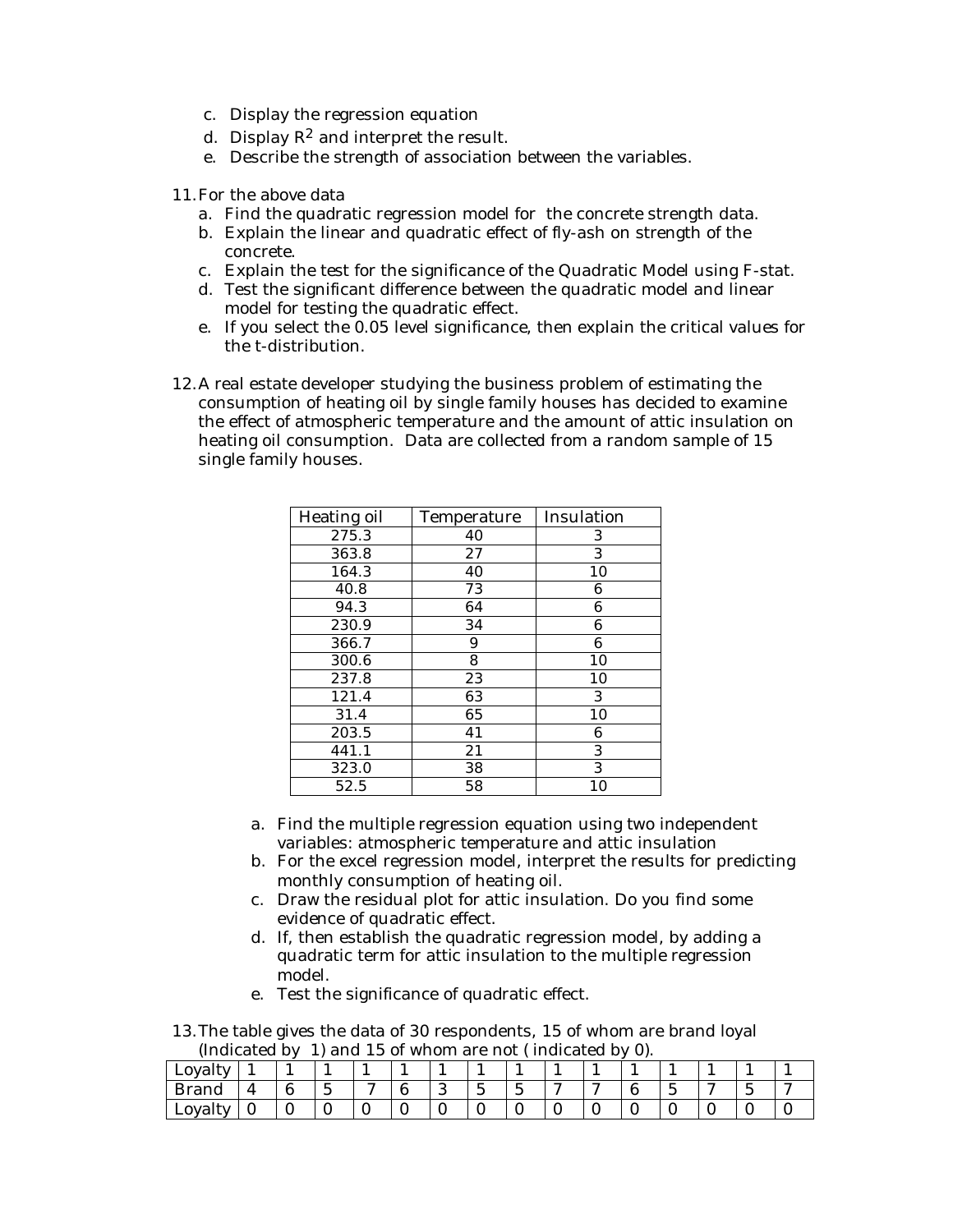c. Display the regression equation
d. Display $R^2$ and interpret the result.
e. Describe the strength of association between the variables.

11. For the above data
    a. Find the quadratic regression model for the concrete strength data.
    b. Explain the linear and quadratic effect of fly-ash on strength of the concrete.
    c. Explain the test for the significance of the Quadratic Model using F-stat.
    d. Test the significant difference between the quadratic model and linear model for testing the quadratic effect.
    e. If you select the 0.05 level significance, then explain the critical values for the t-distribution.

12. A real estate developer studying the business problem of estimating the consumption of heating oil by single family houses has decided to examine the effect of atmospheric temperature and the amount of attic insulation on heating oil consumption. Data are collected from a random sample of 15 single family houses.

| Heating oil | Temperature | Insulation |
|---|---|---|
| 275.3 | 40 | 3 |
| 363.8 | 27 | 3 |
| 164.3 | 40 | 10 |
| 40.8 | 73 | 6 |
| 94.3 | 64 | 6 |
| 230.9 | 34 | 6 |
| 366.7 | 9 | 6 |
| 300.6 | 8 | 10 |
| 237.8 | 23 | 10 |
| 121.4 | 63 | 3 |
| 31.4 | 65 | 10 |
| 203.5 | 41 | 6 |
| 441.1 | 21 | 3 |
| 323.0 | 38 | 3 |
| 52.5 | 58 | 10 |

a. Find the multiple regression equation using two independent variables: atmospheric temperature and attic insulation
b. For the excel regression model, interpret the results for predicting monthly consumption of heating oil.
c. Draw the residual plot for attic insulation. Do you find some evidence of quadratic effect.
d. If, then establish the quadratic regression model, by adding a quadratic term for attic insulation to the multiple regression model.
e. Test the significance of quadratic effect.

13. The table gives the data of 30 respondents, 15 of whom are brand loyal (Indicated by 1) and 15 of whom are not ( indicated by 0).

| Loyalty | 1 | 1 | 1 | 1 | 1 | 1 | 1 | 1 | 1 | 1 | 1 | 1 | 1 | 1 | 1 |
|---|---|---|---|---|---|---|---|---|---|---|---|---|---|---|---|
| Brand | 4 | 6 | 5 | 7 | 6 | 3 | 5 | 5 | 7 | 7 | 6 | 5 | 7 | 5 | 7 |
| Loyalty | 0 | 0 | 0 | 0 | 0 | 0 | 0 | 0 | 0 | 0 | 0 | 0 | 0 | 0 | 0 |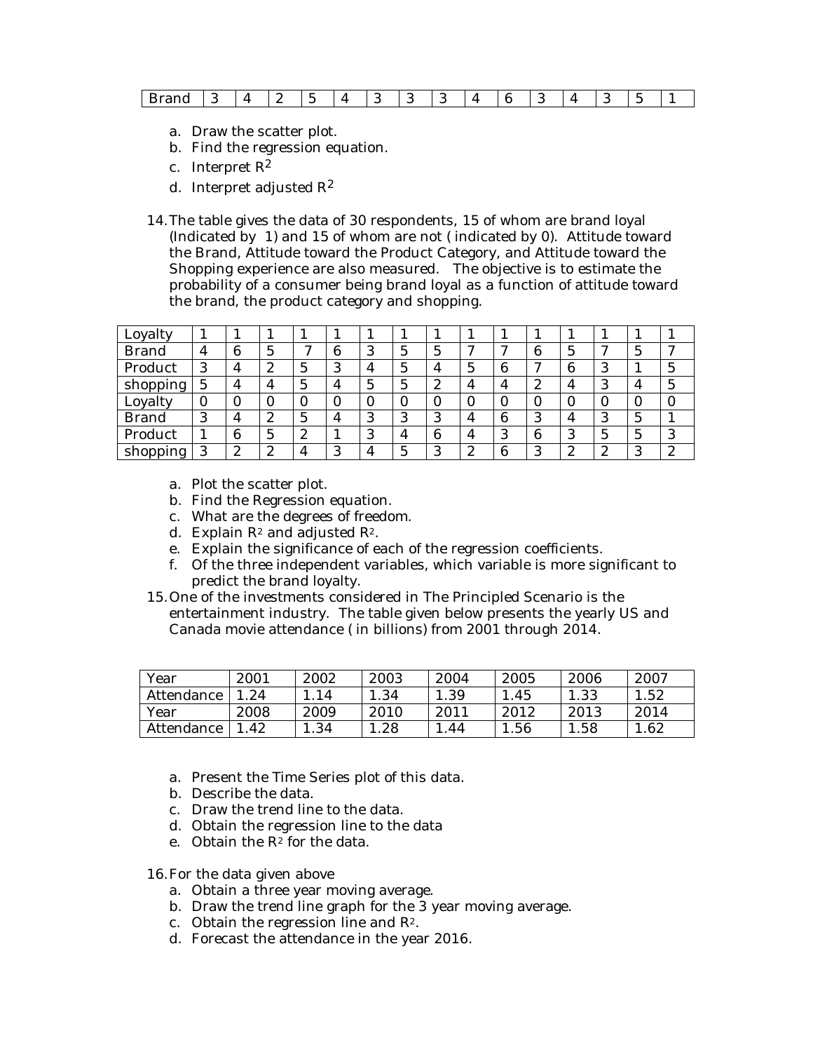| Brand | 3 | 4 | 2 | 5 | 4 | 3 | 3 | 3 | 4 | 6 | 3 | 4 | 3 | 5 | 1 |
|---|---|---|---|---|---|---|---|---|---|---|---|---|---|---|---|

a. Draw the scatter plot.
b. Find the regression equation.
c. Interpret $R^2$
d. Interpret adjusted $R^2$

14. The table gives the data of 30 respondents, 15 of whom are brand loyal (Indicated by 1) and 15 of whom are not ( indicated by 0). Attitude toward the Brand, Attitude toward the Product Category, and Attitude toward the Shopping experience are also measured. The objective is to estimate the probability of a consumer being brand loyal as a function of attitude toward the brand, the product category and shopping.

| Loyalty | 1 | 1 | 1 | 1 | 1 | 1 | 1 | 1 | 1 | 1 | 1 | 1 | 1 | 1 | 1 |
|---|---|---|---|---|---|---|---|---|---|---|---|---|---|---|---|
| Brand | 4 | 6 | 5 | 7 | 6 | 3 | 5 | 5 | 7 | 7 | 6 | 5 | 7 | 5 | 7 |
| Product | 3 | 4 | 2 | 5 | 3 | 4 | 5 | 4 | 5 | 6 | 7 | 6 | 3 | 1 | 5 |
| shopping | 5 | 4 | 4 | 5 | 4 | 5 | 5 | 2 | 4 | 4 | 2 | 4 | 3 | 4 | 5 |
| Loyalty | 0 | 0 | 0 | 0 | 0 | 0 | 0 | 0 | 0 | 0 | 0 | 0 | 0 | 0 | 0 |
| Brand | 3 | 4 | 2 | 5 | 4 | 3 | 3 | 3 | 4 | 6 | 3 | 4 | 3 | 5 | 1 |
| Product | 1 | 6 | 5 | 2 | 1 | 3 | 4 | 6 | 4 | 3 | 6 | 3 | 5 | 5 | 3 |
| shopping | 3 | 2 | 2 | 4 | 3 | 4 | 5 | 3 | 2 | 6 | 3 | 2 | 2 | 3 | 2 |

a. Plot the scatter plot.
b. Find the Regression equation.
c. What are the degrees of freedom.
d. Explain $R^2$ and adjusted $R^2$.
e. Explain the significance of each of the regression coefficients.
f. Of the three independent variables, which variable is more significant to predict the brand loyalty.

15. One of the investments considered in The Principled Scenario is the entertainment industry. The table given below presents the yearly US and Canada movie attendance ( in billions) from 2001 through 2014.

| Year | 2001 | 2002 | 2003 | 2004 | 2005 | 2006 | 2007 |
|---|---|---|---|---|---|---|---|
| Attendance | 1.24 | 1.14 | 1.34 | 1.39 | 1.45 | 1.33 | 1.52 |
| Year | 2008 | 2009 | 2010 | 2011 | 2012 | 2013 | 2014 |
| Attendance | 1.42 | 1.34 | 1.28 | 1.44 | 1.56 | 1.58 | 1.62 |

a. Present the Time Series plot of this data.
b. Describe the data.
c. Draw the trend line to the data.
d. Obtain the regression line to the data
e. Obtain the $R^2$ for the data.

16. For the data given above
a. Obtain a three year moving average.
b. Draw the trend line graph for the 3 year moving average.
c. Obtain the regression line and $R^2$.
d. Forecast the attendance in the year 2016.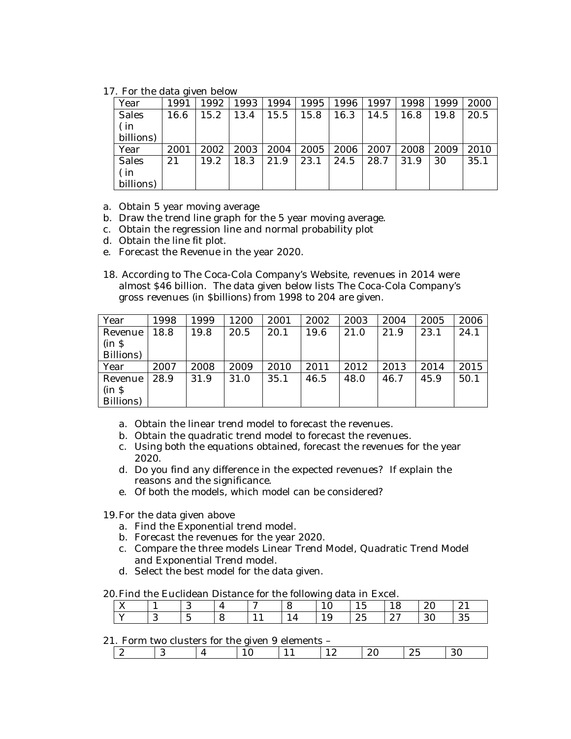17. For the data given below

| Year | 1991 | 1992 | 1993 | 1994 | 1995 | 1996 | 1997 | 1998 | 1999 | 2000 |
|---|---|---|---|---|---|---|---|---|---|---|
| Sales ( in billions) | 16.6 | 15.2 | 13.4 | 15.5 | 15.8 | 16.3 | 14.5 | 16.8 | 19.8 | 20.5 |
| Year | 2001 | 2002 | 2003 | 2004 | 2005 | 2006 | 2007 | 2008 | 2009 | 2010 |
| Sales ( in billions) | 21 | 19.2 | 18.3 | 21.9 | 23.1 | 24.5 | 28.7 | 31.9 | 30 | 35.1 |

a. Obtain 5 year moving average
b. Draw the trend line graph for the 5 year moving average.
c. Obtain the regression line and normal probability plot
d. Obtain the line fit plot.
e. Forecast the Revenue in the year 2020.

18. According to The Coca-Cola Company's Website, revenues in 2014 were almost $46 billion. The data given below lists The Coca-Cola Company's gross revenues (in $billions) from 1998 to 204 are given.

| Year | 1998 | 1999 | 1200 | 2001 | 2002 | 2003 | 2004 | 2005 | 2006 |
|---|---|---|---|---|---|---|---|---|---|
| Revenue (in $ Billions) | 18.8 | 19.8 | 20.5 | 20.1 | 19.6 | 21.0 | 21.9 | 23.1 | 24.1 |
| Year | 2007 | 2008 | 2009 | 2010 | 2011 | 2012 | 2013 | 2014 | 2015 |
| Revenue (in $ Billions) | 28.9 | 31.9 | 31.0 | 35.1 | 46.5 | 48.0 | 46.7 | 45.9 | 50.1 |

a. Obtain the linear trend model to forecast the revenues.
b. Obtain the quadratic trend model to forecast the revenues.
c. Using both the equations obtained, forecast the revenues for the year 2020.
d. Do you find any difference in the expected revenues? If explain the reasons and the significance.
e. Of both the models, which model can be considered?

19. For the data given above

a. Find the Exponential trend model.
b. Forecast the revenues for the year 2020.
c. Compare the three models Linear Trend Model, Quadratic Trend Model and Exponential Trend model.
d. Select the best model for the data given.

20. Find the Euclidean Distance for the following data in Excel.

| X | 1 | 3 | 4 | 7 | 8 | 10 | 15 | 18 | 20 | 21 |
|---|---|---|---|---|---|---|---|---|---|---|
| Y | 3 | 5 | 8 | 11 | 14 | 19 | 25 | 27 | 30 | 35 |

21. Form two clusters for the given 9 elements –

| 2 | 3 | 4 | 10 | 11 | 12 | 20 | 25 | 30 |
|---|---|---|---|---|---|---|---|---|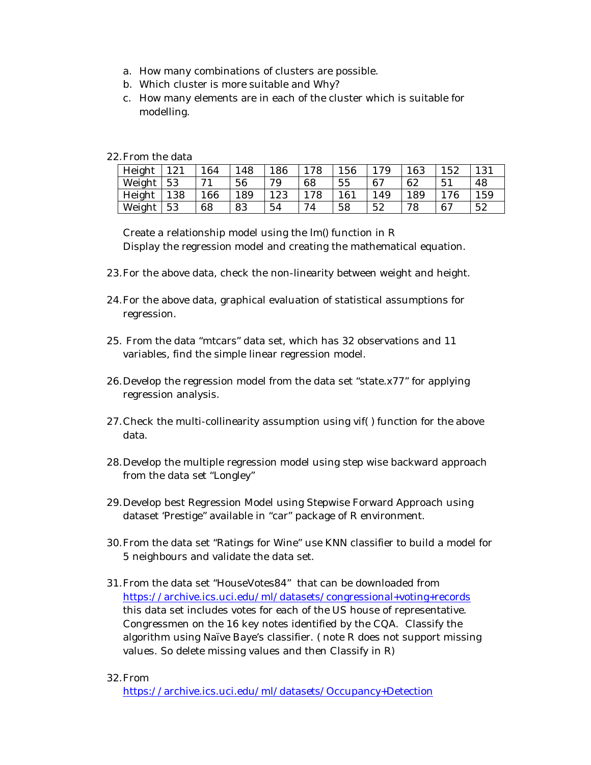a. How many combinations of clusters are possible.
b. Which cluster is more suitable and Why?
c. How many elements are in each of the cluster which is suitable for modelling.

22. From the data

| Height | 121 | 164 | 148 | 186 | 178 | 156 | 179 | 163 | 152 | 131 |
|---|---|---|---|---|---|---|---|---|---|---|
| Weight | 53 | 71 | 56 | 79 | 68 | 55 | 67 | 62 | 51 | 48 |
| Height | 138 | 166 | 189 | 123 | 178 | 161 | 149 | 189 | 176 | 159 |
| Weight | 53 | 68 | 83 | 54 | 74 | 58 | 52 | 78 | 67 | 52 |

Create a relationship model using the lm() function in R
Display the regression model and creating the mathematical equation.

23. For the above data, check the non-linearity between weight and height.

24. For the above data, graphical evaluation of statistical assumptions for regression.

25. From the data "mtcars" data set, which has 32 observations and 11 variables, find the simple linear regression model.

26. Develop the regression model from the data set "state.x77" for applying regression analysis.

27. Check the multi-collinearity assumption using vif( ) function for the above data.

28. Develop the multiple regression model using step wise backward approach from the data set "Longley"

29. Develop best Regression Model using Stepwise Forward Approach using dataset 'Prestige" available in "car" package of R environment.

30. From the data set "Ratings for Wine" use KNN classifier to build a model for 5 neighbours and validate the data set.

31. From the data set "HouseVotes84" that can be downloaded from https://archive.ics.uci.edu/ml/datasets/congressional+voting+records this data set includes votes for each of the US house of representative. Congressmen on the 16 key notes identified by the CQA. Classify the algorithm using Naïve Baye's classifier. ( note R does not support missing values. So delete missing values and then Classify in R)

32. From https://archive.ics.uci.edu/ml/datasets/Occupancy+Detection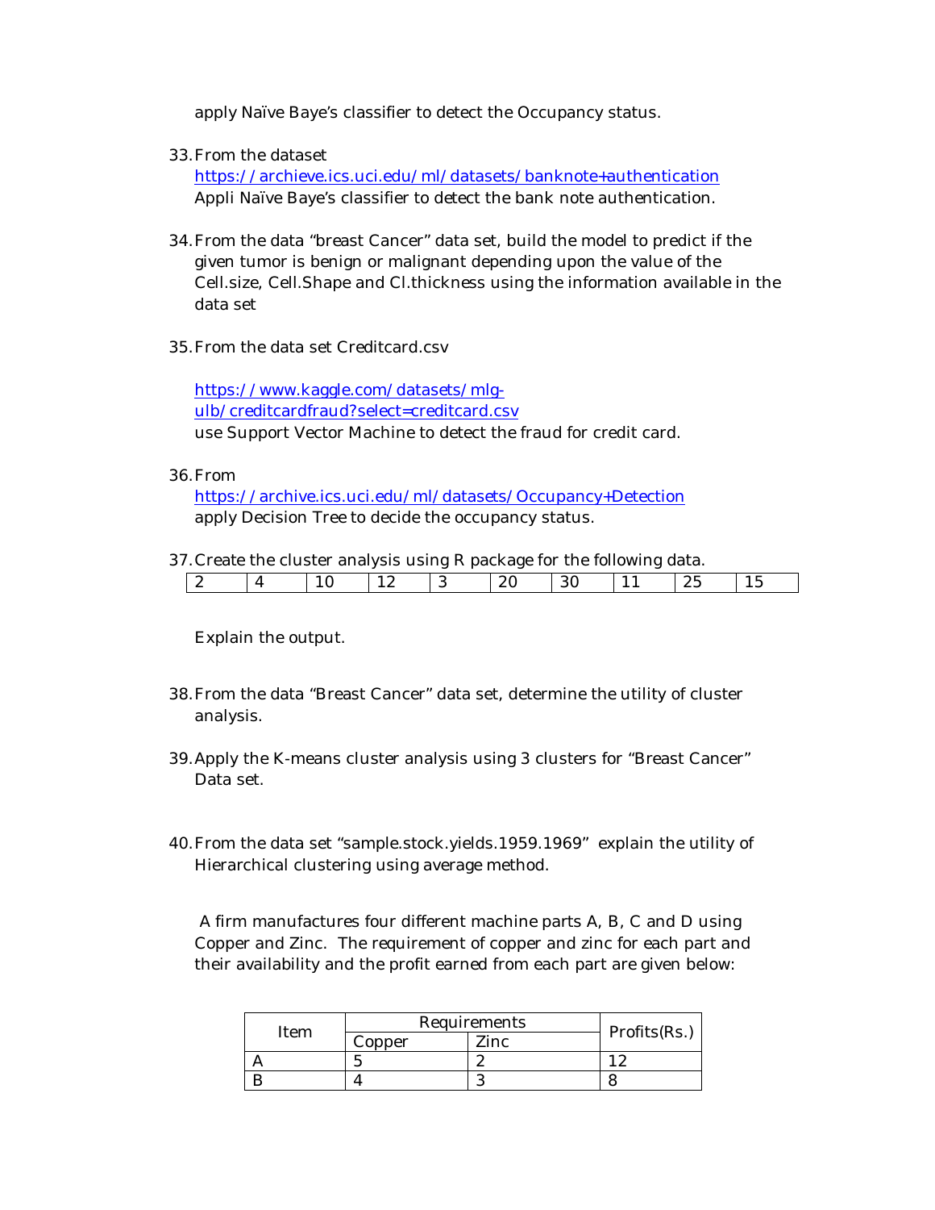apply Naïve Baye's classifier to detect the Occupancy status.

33. From the dataset
    https://archieve.ics.uci.edu/ml/datasets/banknote+authentication
    Appli Naïve Baye's classifier to detect the bank note authentication.

34. From the data "breast Cancer" data set, build the model to predict if the given tumor is benign or malignant depending upon the value of the Cell.size, Cell.Shape and Cl.thickness using the information available in the data set

35. From the data set Creditcard.csv

    https://www.kaggle.com/datasets/mlg-ulb/creditcardfraud?select=creditcard.csv
    use Support Vector Machine to detect the fraud for credit card.

36. From
    https://archive.ics.uci.edu/ml/datasets/Occupancy+Detection
    apply Decision Tree to decide the occupancy status.

37. Create the cluster analysis using R package for the following data.

| 2 | 4 | 10 | 12 | 3 | 20 | 30 | 11 | 25 | 15 |
|---|---|---|---|---|---|---|---|---|---|

    Explain the output.

38. From the data "Breast Cancer" data set, determine the utility of cluster analysis.

39. Apply the K-means cluster analysis using 3 clusters for "Breast Cancer" Data set.

40. From the data set "sample.stock.yields.1959.1969" explain the utility of Hierarchical clustering using average method.

A firm manufactures four different machine parts A, B, C and D using Copper and Zinc. The requirement of copper and zinc for each part and their availability and the profit earned from each part are given below:

| Item | Requirements | | Profits(Rs.) |
|---|---|---|---|
| | Copper | Zinc | |
| A | 5 | 2 | 12 |
| B | 4 | 3 | 8 |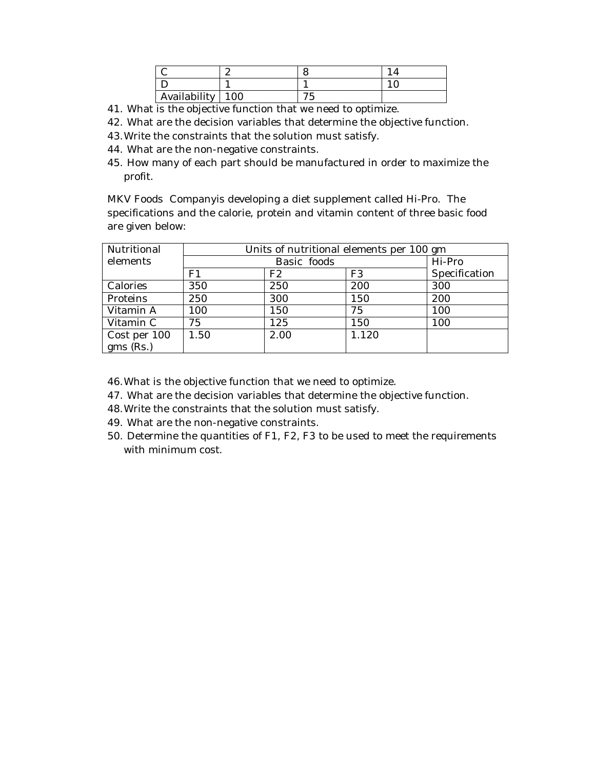| | | | |
|---|---|---|---|
| C | 2 | 8 | 14 |
| D | 1 | 1 | 10 |
| Availability | 100 | 75 | |

41. What is the objective function that we need to optimize.
42. What are the decision variables that determine the objective function.
43. Write the constraints that the solution must satisfy.
44. What are the non-negative constraints.
45. How many of each part should be manufactured in order to maximize the profit.

MKV Foods Companyis developing a diet supplement called Hi-Pro. The specifications and the calorie, protein and vitamin content of three basic food are given below:

| Nutritional elements | Units of nutritional elements per 100 gm | | | |
|---|---|---|---|---|
| | Basic foods | | | Hi-Pro Specification |
| | F1 | F2 | F3 | |
| Calories | 350 | 250 | 200 | 300 |
| Proteins | 250 | 300 | 150 | 200 |
| Vitamin A | 100 | 150 | 75 | 100 |
| Vitamin C | 75 | 125 | 150 | 100 |
| Cost per 100 gms (Rs.) | 1.50 | 2.00 | 1.120 | |

46. What is the objective function that we need to optimize.
47. What are the decision variables that determine the objective function.
48. Write the constraints that the solution must satisfy.
49. What are the non-negative constraints.
50. Determine the quantities of F1, F2, F3 to be used to meet the requirements with minimum cost.